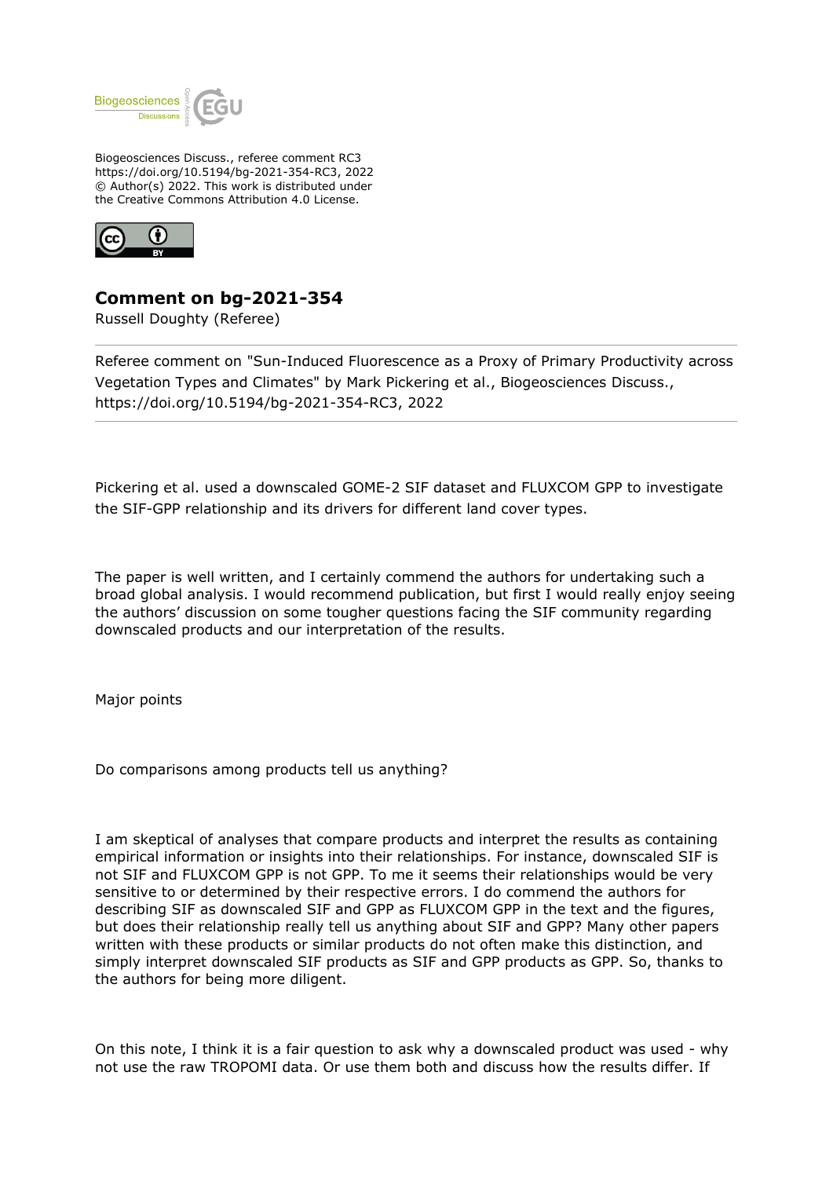Biogeosciences Discuss., referee comment RC3
https://doi.org/10.5194/bg-2021-354-RC3, 2022
© Author(s) 2022. This work is distributed under
the Creative Commons Attribution 4.0 License.

## Comment on bg-2021-354

Russell Doughty (Referee)

Referee comment on "Sun-Induced Fluorescence as a Proxy of Primary Productivity across Vegetation Types and Climates" by Mark Pickering et al., Biogeosciences Discuss., https://doi.org/10.5194/bg-2021-354-RC3, 2022

---

Pickering et al. used a downscaled GOME-2 SIF dataset and FLUXCOM GPP to investigate the SIF-GPP relationship and its drivers for different land cover types.

The paper is well written, and I certainly commend the authors for undertaking such a broad global analysis. I would recommend publication, but first I would really enjoy seeing the authors' discussion on some tougher questions facing the SIF community regarding downscaled products and our interpretation of the results.

Major points

Do comparisons among products tell us anything?

I am skeptical of analyses that compare products and interpret the results as containing empirical information or insights into their relationships. For instance, downscaled SIF is not SIF and FLUXCOM GPP is not GPP. To me it seems their relationships would be very sensitive to or determined by their respective errors. I do commend the authors for describing SIF as downscaled SIF and GPP as FLUXCOM GPP in the text and the figures, but does their relationship really tell us anything about SIF and GPP? Many other papers written with these products or similar products do not often make this distinction, and simply interpret downscaled SIF products as SIF and GPP products as GPP. So, thanks to the authors for being more diligent.

On this note, I think it is a fair question to ask why a downscaled product was used - why not use the raw TROPOMI data. Or use them both and discuss how the results differ. If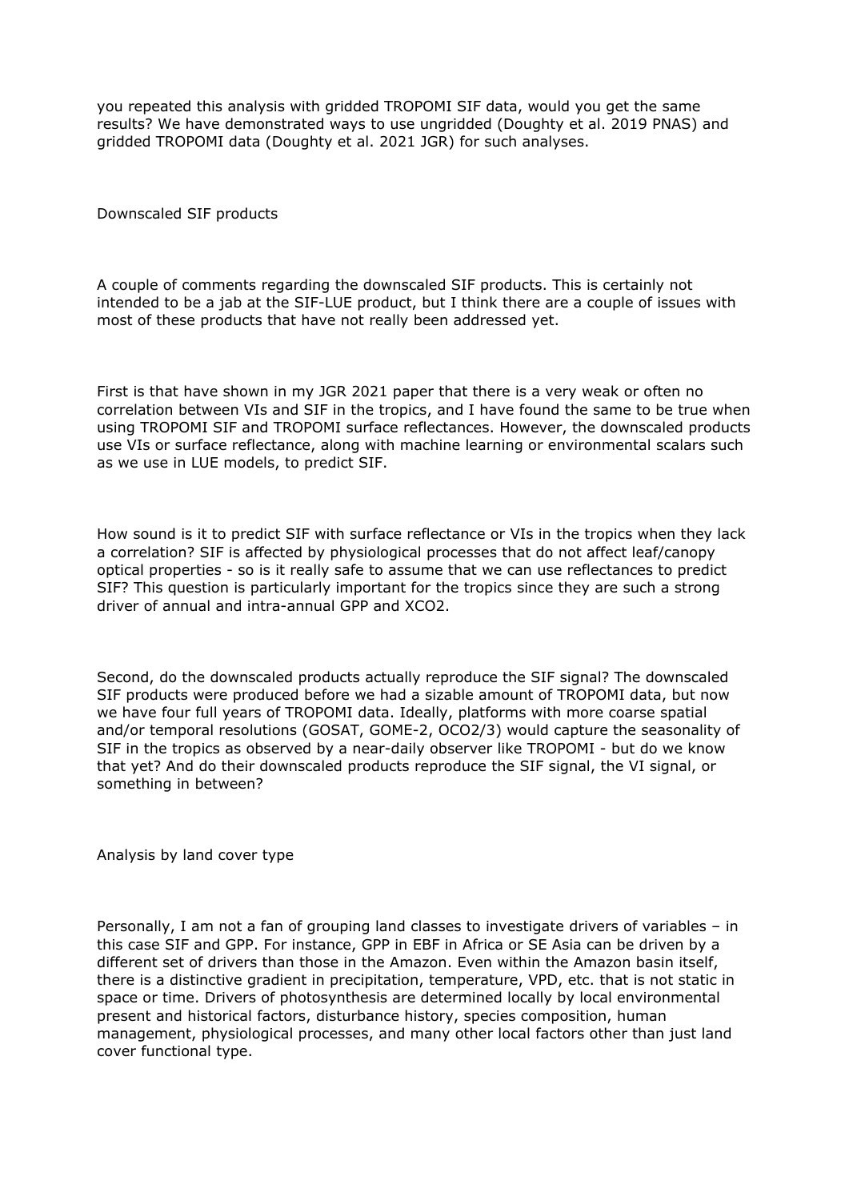you repeated this analysis with gridded TROPOMI SIF data, would you get the same results? We have demonstrated ways to use ungridded (Doughty et al. 2019 PNAS) and gridded TROPOMI data (Doughty et al. 2021 JGR) for such analyses.

Downscaled SIF products

A couple of comments regarding the downscaled SIF products. This is certainly not intended to be a jab at the SIF-LUE product, but I think there are a couple of issues with most of these products that have not really been addressed yet.

First is that have shown in my JGR 2021 paper that there is a very weak or often no correlation between VIs and SIF in the tropics, and I have found the same to be true when using TROPOMI SIF and TROPOMI surface reflectances. However, the downscaled products use VIs or surface reflectance, along with machine learning or environmental scalars such as we use in LUE models, to predict SIF.

How sound is it to predict SIF with surface reflectance or VIs in the tropics when they lack a correlation? SIF is affected by physiological processes that do not affect leaf/canopy optical properties - so is it really safe to assume that we can use reflectances to predict SIF? This question is particularly important for the tropics since they are such a strong driver of annual and intra-annual GPP and XCO2.

Second, do the downscaled products actually reproduce the SIF signal? The downscaled SIF products were produced before we had a sizable amount of TROPOMI data, but now we have four full years of TROPOMI data. Ideally, platforms with more coarse spatial and/or temporal resolutions (GOSAT, GOME-2, OCO2/3) would capture the seasonality of SIF in the tropics as observed by a near-daily observer like TROPOMI - but do we know that yet? And do their downscaled products reproduce the SIF signal, the VI signal, or something in between?

Analysis by land cover type

Personally, I am not a fan of grouping land classes to investigate drivers of variables – in this case SIF and GPP. For instance, GPP in EBF in Africa or SE Asia can be driven by a different set of drivers than those in the Amazon. Even within the Amazon basin itself, there is a distinctive gradient in precipitation, temperature, VPD, etc. that is not static in space or time. Drivers of photosynthesis are determined locally by local environmental present and historical factors, disturbance history, species composition, human management, physiological processes, and many other local factors other than just land cover functional type.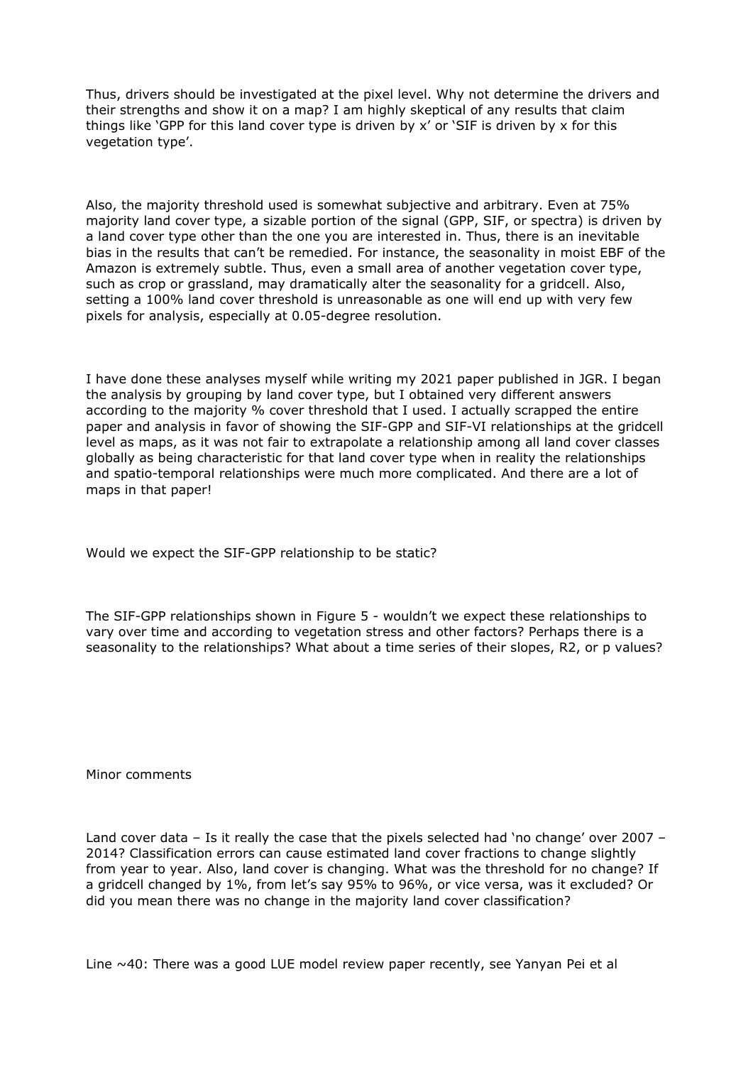Thus, drivers should be investigated at the pixel level. Why not determine the drivers and their strengths and show it on a map? I am highly skeptical of any results that claim things like 'GPP for this land cover type is driven by x' or 'SIF is driven by x for this vegetation type'.

Also, the majority threshold used is somewhat subjective and arbitrary. Even at 75% majority land cover type, a sizable portion of the signal (GPP, SIF, or spectra) is driven by a land cover type other than the one you are interested in. Thus, there is an inevitable bias in the results that can't be remedied. For instance, the seasonality in moist EBF of the Amazon is extremely subtle. Thus, even a small area of another vegetation cover type, such as crop or grassland, may dramatically alter the seasonality for a gridcell. Also, setting a 100% land cover threshold is unreasonable as one will end up with very few pixels for analysis, especially at 0.05-degree resolution.

I have done these analyses myself while writing my 2021 paper published in JGR. I began the analysis by grouping by land cover type, but I obtained very different answers according to the majority % cover threshold that I used. I actually scrapped the entire paper and analysis in favor of showing the SIF-GPP and SIF-VI relationships at the gridcell level as maps, as it was not fair to extrapolate a relationship among all land cover classes globally as being characteristic for that land cover type when in reality the relationships and spatio-temporal relationships were much more complicated. And there are a lot of maps in that paper!

Would we expect the SIF-GPP relationship to be static?

The SIF-GPP relationships shown in Figure 5 - wouldn't we expect these relationships to vary over time and according to vegetation stress and other factors? Perhaps there is a seasonality to the relationships? What about a time series of their slopes, $R^2$, or p values?

Minor comments

Land cover data – Is it really the case that the pixels selected had 'no change' over 2007 – 2014? Classification errors can cause estimated land cover fractions to change slightly from year to year. Also, land cover is changing. What was the threshold for no change? If a gridcell changed by 1%, from let's say 95% to 96%, or vice versa, was it excluded? Or did you mean there was no change in the majority land cover classification?

Line ~40: There was a good LUE model review paper recently, see Yanyan Pei et al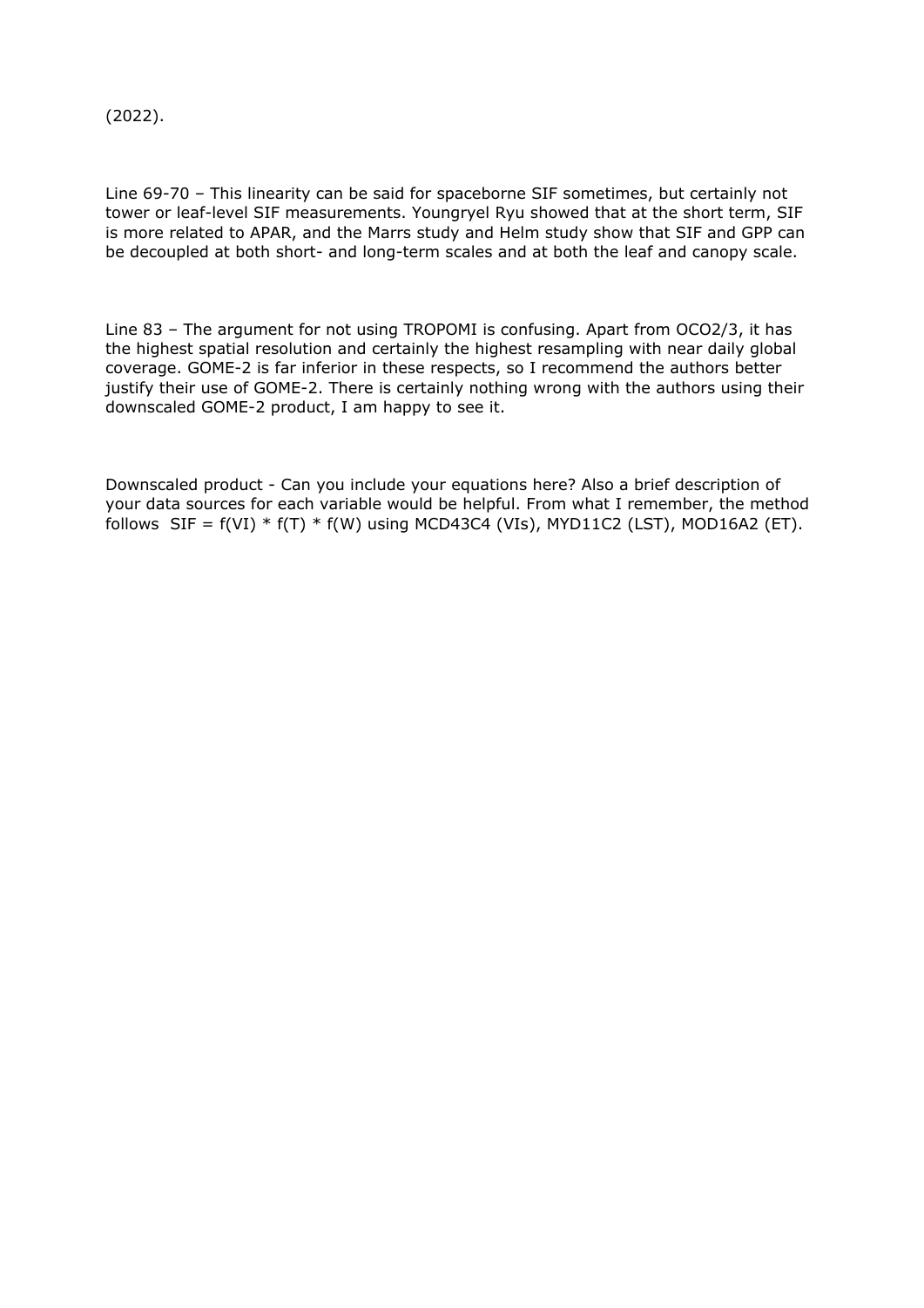(2022).

Line 69-70 – This linearity can be said for spaceborne SIF sometimes, but certainly not tower or leaf-level SIF measurements. Youngryel Ryu showed that at the short term, SIF is more related to APAR, and the Marrs study and Helm study show that SIF and GPP can be decoupled at both short- and long-term scales and at both the leaf and canopy scale.

Line 83 – The argument for not using TROPOMI is confusing. Apart from OCO2/3, it has the highest spatial resolution and certainly the highest resampling with near daily global coverage. GOME-2 is far inferior in these respects, so I recommend the authors better justify their use of GOME-2. There is certainly nothing wrong with the authors using their downscaled GOME-2 product, I am happy to see it.

Downscaled product - Can you include your equations here? Also a brief description of your data sources for each variable would be helpful. From what I remember, the method follows $SIF = f(VI) * f(T) * f(W)$ using MCD43C4 (VIs), MYD11C2 (LST), MOD16A2 (ET).